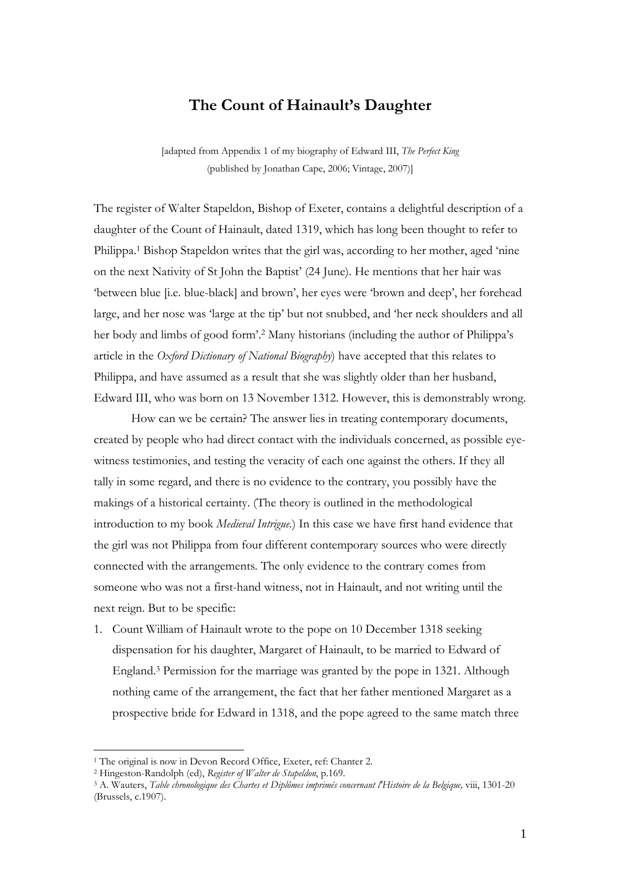# The Count of Hainault's Daughter

[adapted from Appendix 1 of my biography of Edward III, *The Perfect King* (published by Jonathan Cape, 2006; Vintage, 2007)]

The register of Walter Stapeldon, Bishop of Exeter, contains a delightful description of a daughter of the Count of Hainault, dated 1319, which has long been thought to refer to Philippa.[1] Bishop Stapeldon writes that the girl was, according to her mother, aged 'nine on the next Nativity of St John the Baptist' (24 June). He mentions that her hair was 'between blue [i.e. blue-black] and brown', her eyes were 'brown and deep', her forehead large, and her nose was 'large at the tip' but not snubbed, and 'her neck shoulders and all her body and limbs of good form'.[2] Many historians (including the author of Philippa's article in the *Oxford Dictionary of National Biography*) have accepted that this relates to Philippa, and have assumed as a result that she was slightly older than her husband, Edward III, who was born on 13 November 1312. However, this is demonstrably wrong.

How can we be certain? The answer lies in treating contemporary documents, created by people who had direct contact with the individuals concerned, as possible eye-witness testimonies, and testing the veracity of each one against the others. If they all tally in some regard, and there is no evidence to the contrary, you possibly have the makings of a historical certainty. (The theory is outlined in the methodological introduction to my book *Medieval Intrigue*.) In this case we have first hand evidence that the girl was not Philippa from four different contemporary sources who were directly connected with the arrangements. The only evidence to the contrary comes from someone who was not a first-hand witness, not in Hainault, and not writing until the next reign. But to be specific:

1. Count William of Hainault wrote to the pope on 10 December 1318 seeking dispensation for his daughter, Margaret of Hainault, to be married to Edward of England.[3] Permission for the marriage was granted by the pope in 1321. Although nothing came of the arrangement, the fact that her father mentioned Margaret as a prospective bride for Edward in 1318, and the pope agreed to the same match three

---

[1] The original is now in Devon Record Office, Exeter, ref: Chanter 2.

[2] Hingeston-Randolph (ed), *Register of Walter de Stapeldon*, p.169.

[3] A. Wauters, *Table chronologique des Chartes et Diplômes imprimés concernant l'Histoire de la Belgique,* viii, 1301-20 (Brussels, c.1907).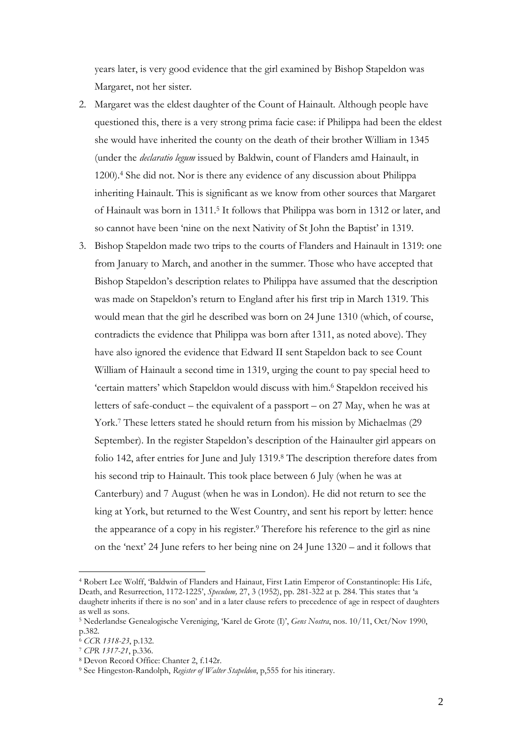years later, is very good evidence that the girl examined by Bishop Stapeldon was Margaret, not her sister.

2. Margaret was the eldest daughter of the Count of Hainault. Although people have questioned this, there is a very strong prima facie case: if Philippa had been the eldest she would have inherited the county on the death of their brother William in 1345 (under the *declaratio legum* issued by Baldwin, count of Flanders amd Hainault, in 1200).[4] She did not. Nor is there any evidence of any discussion about Philippa inheriting Hainault. This is significant as we know from other sources that Margaret of Hainault was born in 1311.[5] It follows that Philippa was born in 1312 or later, and so cannot have been 'nine on the next Nativity of St John the Baptist' in 1319.

3. Bishop Stapeldon made two trips to the courts of Flanders and Hainault in 1319: one from January to March, and another in the summer. Those who have accepted that Bishop Stapeldon's description relates to Philippa have assumed that the description was made on Stapeldon's return to England after his first trip in March 1319. This would mean that the girl he described was born on 24 June 1310 (which, of course, contradicts the evidence that Philippa was born after 1311, as noted above). They have also ignored the evidence that Edward II sent Stapeldon back to see Count William of Hainault a second time in 1319, urging the count to pay special heed to 'certain matters' which Stapeldon would discuss with him.[6] Stapeldon received his letters of safe-conduct – the equivalent of a passport – on 27 May, when he was at York.[7] These letters stated he should return from his mission by Michaelmas (29 September). In the register Stapeldon's description of the Hainaulter girl appears on folio 142, after entries for June and July 1319.[8] The description therefore dates from his second trip to Hainault. This took place between 6 July (when he was at Canterbury) and 7 August (when he was in London). He did not return to see the king at York, but returned to the West Country, and sent his report by letter: hence the appearance of a copy in his register.[9] Therefore his reference to the girl as nine on the 'next' 24 June refers to her being nine on 24 June 1320 – and it follows that

---

[4] Robert Lee Wolff, 'Baldwin of Flanders and Hainaut, First Latin Emperor of Constantinople: His Life, Death, and Resurrection, 1172-1225', *Speculum,* 27, 3 (1952), pp. 281-322 at p. 284. This states that 'a daughetr inherits if there is no son' and in a later clause refers to precedence of age in respect of daughters as well as sons.

[5] Nederlandse Genealogische Vereniging, 'Karel de Grote (I)', *Gens Nostra*, nos. 10/11, Oct/Nov 1990, p.382.

[6] *CCR 1318-23*, p.132.

[7] *CPR 1317-21*, p.336.

[8] Devon Record Office: Chanter 2, f.142r.

[9] See Hingeston-Randolph, *Register of Walter Stapeldon*, p,555 for his itinerary.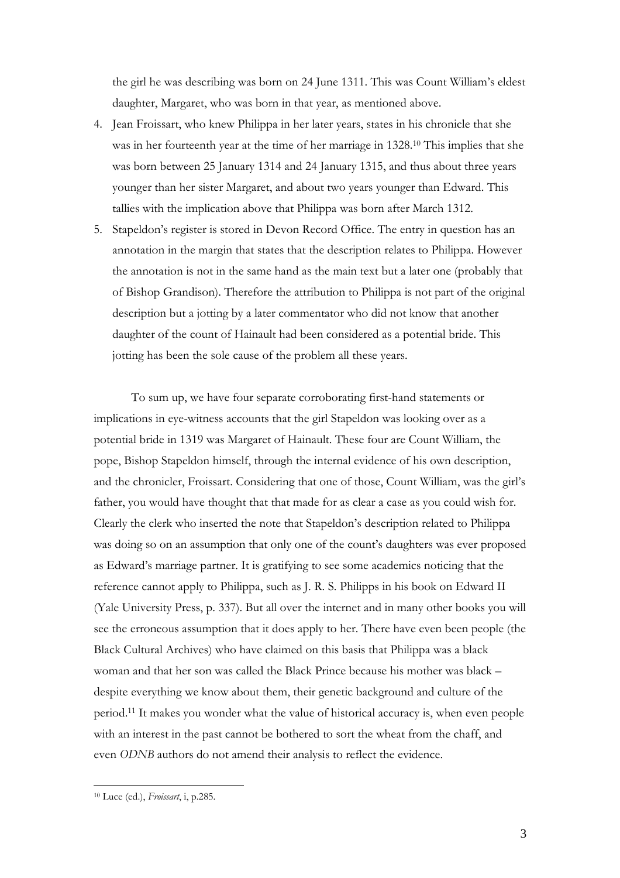the girl he was describing was born on 24 June 1311. This was Count William's eldest daughter, Margaret, who was born in that year, as mentioned above.

4. Jean Froissart, who knew Philippa in her later years, states in his chronicle that she was in her fourteenth year at the time of her marriage in 1328.[10] This implies that she was born between 25 January 1314 and 24 January 1315, and thus about three years younger than her sister Margaret, and about two years younger than Edward. This tallies with the implication above that Philippa was born after March 1312.
5. Stapeldon's register is stored in Devon Record Office. The entry in question has an annotation in the margin that states that the description relates to Philippa. However the annotation is not in the same hand as the main text but a later one (probably that of Bishop Grandison). Therefore the attribution to Philippa is not part of the original description but a jotting by a later commentator who did not know that another daughter of the count of Hainault had been considered as a potential bride. This jotting has been the sole cause of the problem all these years.

To sum up, we have four separate corroborating first-hand statements or implications in eye-witness accounts that the girl Stapeldon was looking over as a potential bride in 1319 was Margaret of Hainault. These four are Count William, the pope, Bishop Stapeldon himself, through the internal evidence of his own description, and the chronicler, Froissart. Considering that one of those, Count William, was the girl's father, you would have thought that that made for as clear a case as you could wish for. Clearly the clerk who inserted the note that Stapeldon's description related to Philippa was doing so on an assumption that only one of the count's daughters was ever proposed as Edward's marriage partner. It is gratifying to see some academics noticing that the reference cannot apply to Philippa, such as J. R. S. Philipps in his book on Edward II (Yale University Press, p. 337). But all over the internet and in many other books you will see the erroneous assumption that it does apply to her. There have even been people (the Black Cultural Archives) who have claimed on this basis that Philippa was a black woman and that her son was called the Black Prince because his mother was black – despite everything we know about them, their genetic background and culture of the period.[11] It makes you wonder what the value of historical accuracy is, when even people with an interest in the past cannot be bothered to sort the wheat from the chaff, and even *ODNB* authors do not amend their analysis to reflect the evidence.

---

[10] Luce (ed.), *Froissart*, i, p.285.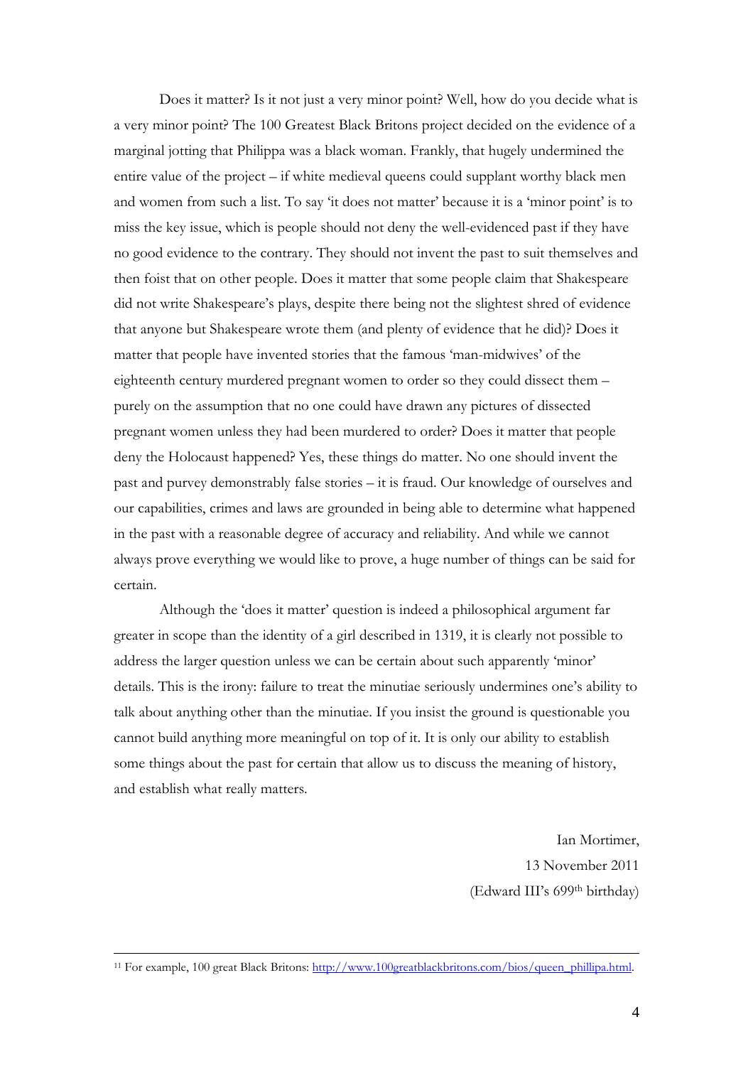Does it matter? Is it not just a very minor point? Well, how do you decide what is a very minor point? The 100 Greatest Black Britons project decided on the evidence of a marginal jotting that Philippa was a black woman. Frankly, that hugely undermined the entire value of the project – if white medieval queens could supplant worthy black men and women from such a list. To say 'it does not matter' because it is a 'minor point' is to miss the key issue, which is people should not deny the well-evidenced past if they have no good evidence to the contrary. They should not invent the past to suit themselves and then foist that on other people. Does it matter that some people claim that Shakespeare did not write Shakespeare's plays, despite there being not the slightest shred of evidence that anyone but Shakespeare wrote them (and plenty of evidence that he did)? Does it matter that people have invented stories that the famous 'man-midwives' of the eighteenth century murdered pregnant women to order so they could dissect them – purely on the assumption that no one could have drawn any pictures of dissected pregnant women unless they had been murdered to order? Does it matter that people deny the Holocaust happened? Yes, these things do matter. No one should invent the past and purvey demonstrably false stories – it is fraud. Our knowledge of ourselves and our capabilities, crimes and laws are grounded in being able to determine what happened in the past with a reasonable degree of accuracy and reliability. And while we cannot always prove everything we would like to prove, a huge number of things can be said for certain.

Although the 'does it matter' question is indeed a philosophical argument far greater in scope than the identity of a girl described in 1319, it is clearly not possible to address the larger question unless we can be certain about such apparently 'minor' details. This is the irony: failure to treat the minutiae seriously undermines one's ability to talk about anything other than the minutiae. If you insist the ground is questionable you cannot build anything more meaningful on top of it. It is only our ability to establish some things about the past for certain that allow us to discuss the meaning of history, and establish what really matters.

Ian Mortimer,
13 November 2011
(Edward III's 699th birthday)

---

[11] For example, 100 great Black Britons: http://www.100greatblackbritons.com/bios/queen_phillipa.html.